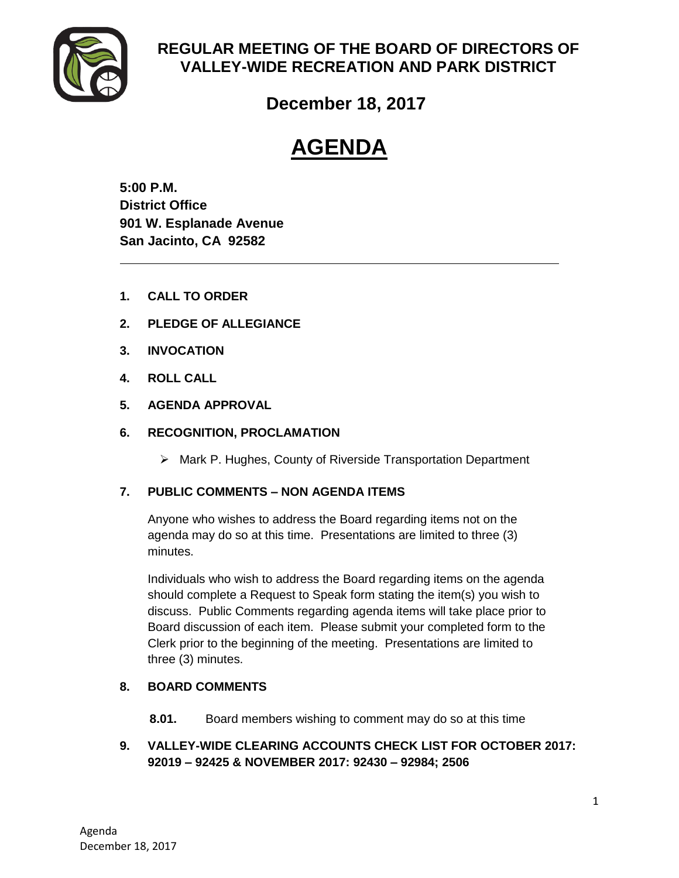# REGULAR MEETING OF THE BOARD OF DIRECTORS OF VALLEY-WIDE RECREATION AND PARK DISTRICT

## December 18, 2017

# AGENDA

**5:00 P.M.**
**District Office**
**901 W. Esplanade Avenue**
**San Jacinto, CA 92582**

---

**1. CALL TO ORDER**

**2. PLEDGE OF ALLEGIANCE**

**3. INVOCATION**

**4. ROLL CALL**

**5. AGENDA APPROVAL**

**6. RECOGNITION, PROCLAMATION**

- Mark P. Hughes, County of Riverside Transportation Department

**7. PUBLIC COMMENTS – NON AGENDA ITEMS**

Anyone who wishes to address the Board regarding items not on the agenda may do so at this time. Presentations are limited to three (3) minutes.

Individuals who wish to address the Board regarding items on the agenda should complete a Request to Speak form stating the item(s) you wish to discuss. Public Comments regarding agenda items will take place prior to Board discussion of each item. Please submit your completed form to the Clerk prior to the beginning of the meeting. Presentations are limited to three (3) minutes.

**8. BOARD COMMENTS**

**8.01.** Board members wishing to comment may do so at this time

**9. VALLEY-WIDE CLEARING ACCOUNTS CHECK LIST FOR OCTOBER 2017: 92019 – 92425 & NOVEMBER 2017: 92430 – 92984; 2506**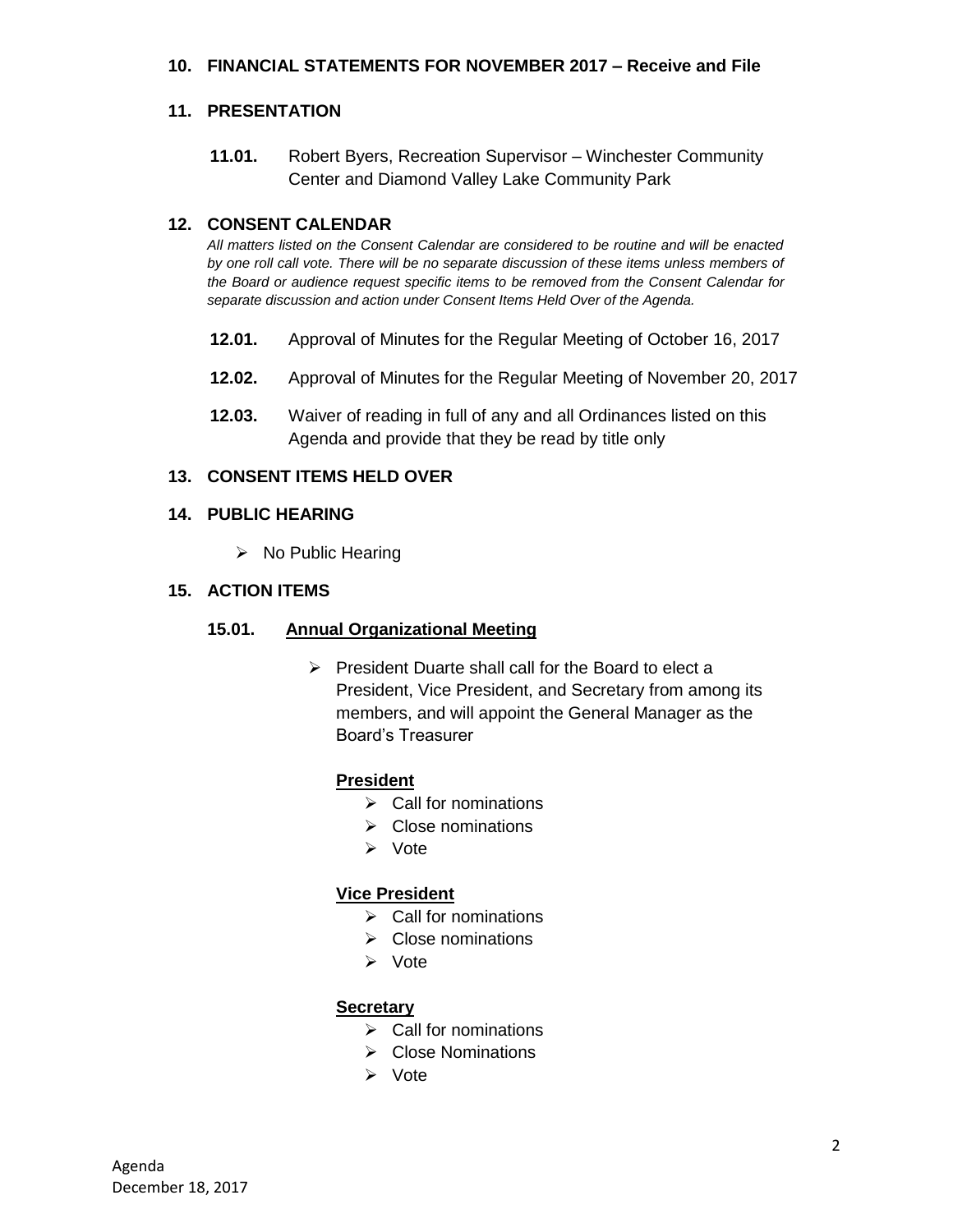## 10. FINANCIAL STATEMENTS FOR NOVEMBER 2017 – Receive and File

## 11. PRESENTATION

**11.01.** Robert Byers, Recreation Supervisor – Winchester Community Center and Diamond Valley Lake Community Park

## 12. CONSENT CALENDAR

*All matters listed on the Consent Calendar are considered to be routine and will be enacted by one roll call vote. There will be no separate discussion of these items unless members of the Board or audience request specific items to be removed from the Consent Calendar for separate discussion and action under Consent Items Held Over of the Agenda.*

**12.01.** Approval of Minutes for the Regular Meeting of October 16, 2017

**12.02.** Approval of Minutes for the Regular Meeting of November 20, 2017

**12.03.** Waiver of reading in full of any and all Ordinances listed on this Agenda and provide that they be read by title only

## 13. CONSENT ITEMS HELD OVER

## 14. PUBLIC HEARING

- No Public Hearing

## 15. ACTION ITEMS

### 15.01. Annual Organizational Meeting

- President Duarte shall call for the Board to elect a President, Vice President, and Secretary from among its members, and will appoint the General Manager as the Board's Treasurer

**President**

- Call for nominations
- Close nominations
- Vote

**Vice President**

- Call for nominations
- Close nominations
- Vote

**Secretary**

- Call for nominations
- Close Nominations
- Vote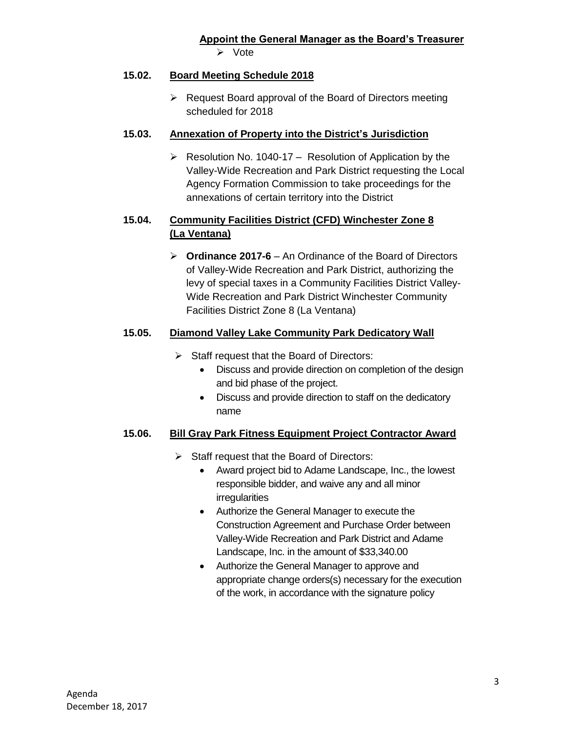**Appoint the General Manager as the Board's Treasurer**

- Vote

**15.02. Board Meeting Schedule 2018**

- Request Board approval of the Board of Directors meeting scheduled for 2018

**15.03. Annexation of Property into the District's Jurisdiction**

- Resolution No. 1040-17 – Resolution of Application by the Valley-Wide Recreation and Park District requesting the Local Agency Formation Commission to take proceedings for the annexations of certain territory into the District

**15.04. Community Facilities District (CFD) Winchester Zone 8 (La Ventana)**

- **Ordinance 2017-6** – An Ordinance of the Board of Directors of Valley-Wide Recreation and Park District, authorizing the levy of special taxes in a Community Facilities District Valley-Wide Recreation and Park District Winchester Community Facilities District Zone 8 (La Ventana)

**15.05. Diamond Valley Lake Community Park Dedicatory Wall**

- Staff request that the Board of Directors:
  - Discuss and provide direction on completion of the design and bid phase of the project.
  - Discuss and provide direction to staff on the dedicatory name

**15.06. Bill Gray Park Fitness Equipment Project Contractor Award**

- Staff request that the Board of Directors:
  - Award project bid to Adame Landscape, Inc., the lowest responsible bidder, and waive any and all minor irregularities
  - Authorize the General Manager to execute the Construction Agreement and Purchase Order between Valley-Wide Recreation and Park District and Adame Landscape, Inc. in the amount of $33,340.00
  - Authorize the General Manager to approve and appropriate change orders(s) necessary for the execution of the work, in accordance with the signature policy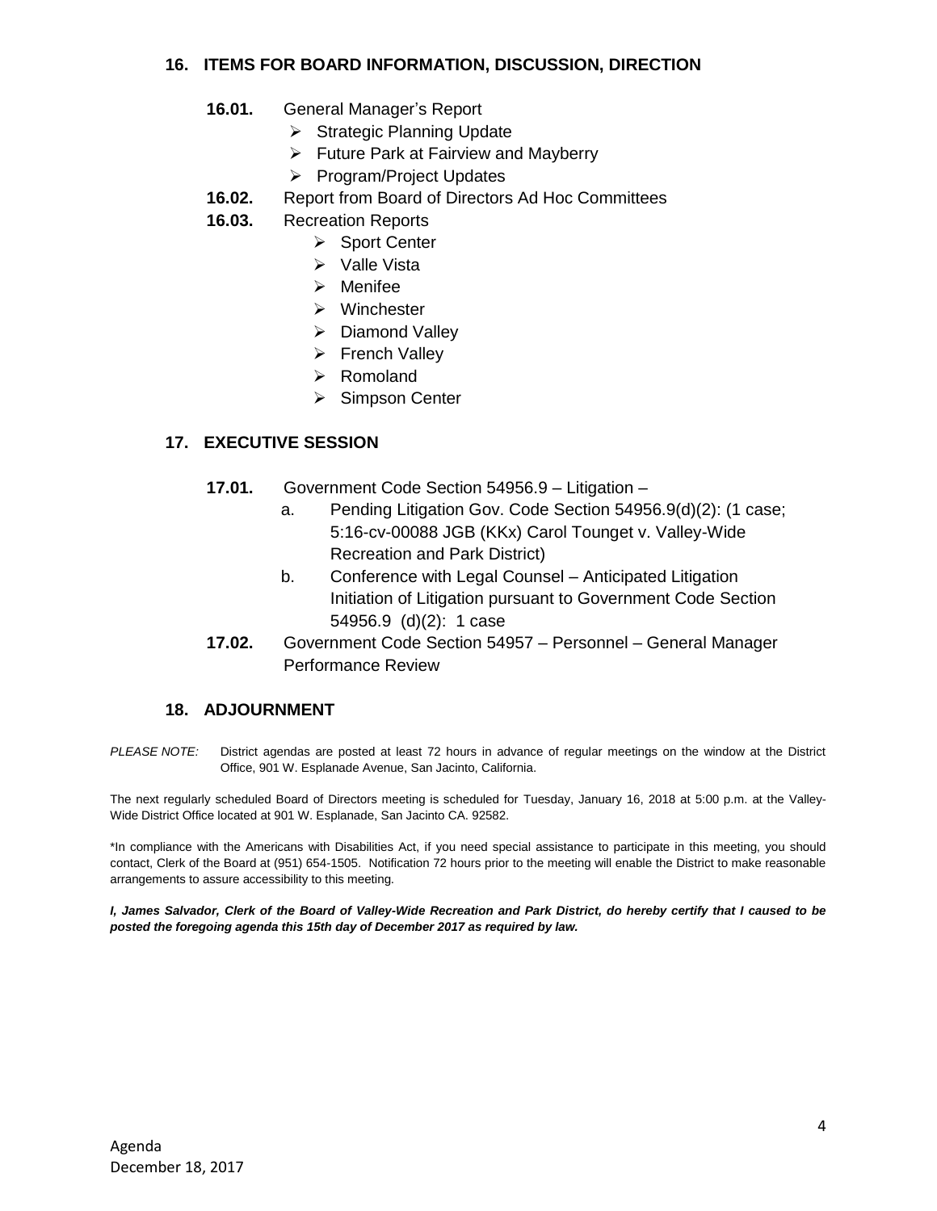## 16. ITEMS FOR BOARD INFORMATION, DISCUSSION, DIRECTION

**16.01.** General Manager's Report

- Strategic Planning Update
- Future Park at Fairview and Mayberry
- Program/Project Updates

**16.02.** Report from Board of Directors Ad Hoc Committees

**16.03.** Recreation Reports

- Sport Center
- Valle Vista
- Menifee
- Winchester
- Diamond Valley
- French Valley
- Romoland
- Simpson Center

## 17. EXECUTIVE SESSION

**17.01.** Government Code Section 54956.9 – Litigation –

a. Pending Litigation Gov. Code Section 54956.9(d)(2): (1 case; 5:16-cv-00088 JGB (KKx) Carol Tounget v. Valley-Wide Recreation and Park District)

b. Conference with Legal Counsel – Anticipated Litigation Initiation of Litigation pursuant to Government Code Section 54956.9 (d)(2): 1 case

**17.02.** Government Code Section 54957 – Personnel – General Manager Performance Review

## 18. ADJOURNMENT

*PLEASE NOTE:* District agendas are posted at least 72 hours in advance of regular meetings on the window at the District Office, 901 W. Esplanade Avenue, San Jacinto, California.

The next regularly scheduled Board of Directors meeting is scheduled for Tuesday, January 16, 2018 at 5:00 p.m. at the Valley-Wide District Office located at 901 W. Esplanade, San Jacinto CA. 92582.

*In compliance with the Americans with Disabilities Act, if you need special assistance to participate in this meeting, you should contact, Clerk of the Board at (951) 654-1505. Notification 72 hours prior to the meeting will enable the District to make reasonable arrangements to assure accessibility to this meeting.

***I, James Salvador, Clerk of the Board of Valley-Wide Recreation and Park District, do hereby certify that I caused to be posted the foregoing agenda this 15th day of December 2017 as required by law.***